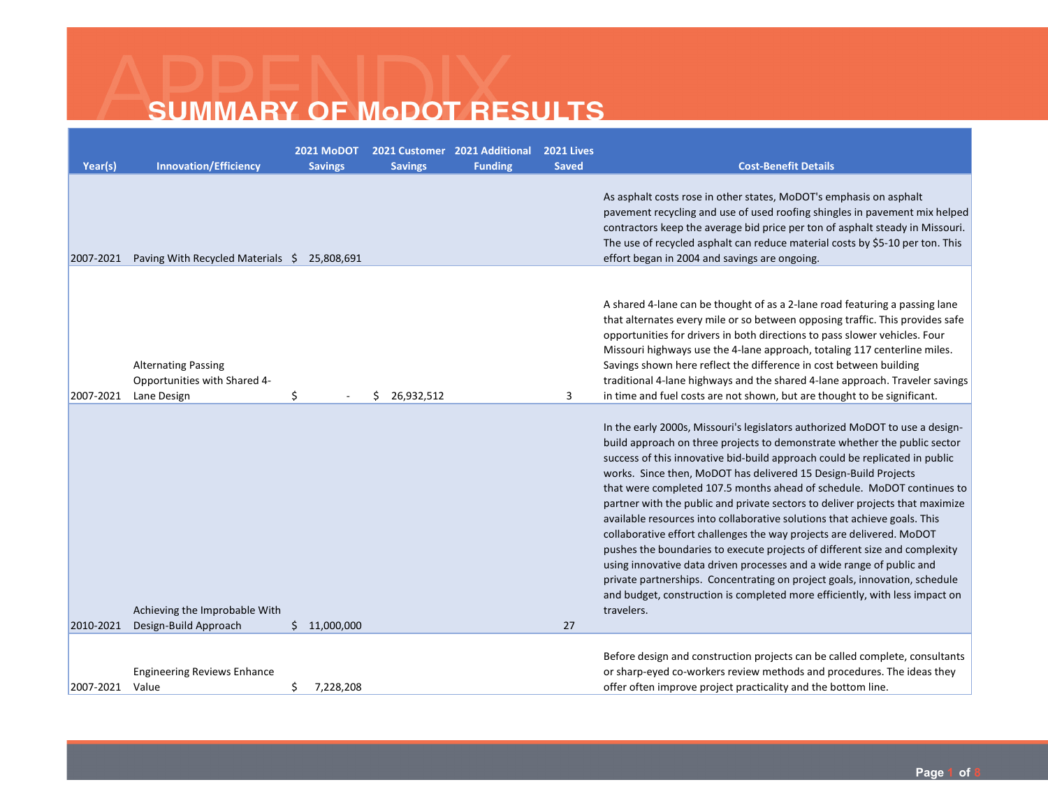# APPENDIX

## SUMMARY OF MoDOT RESULTS

| Year(s) | Innovation/Efficiency | 2021 MoDOT Savings | 2021 Customer Savings | 2021 Additional Funding | 2021 Lives Saved | Cost-Benefit Details |
|---|---|---|---|---|---|---|
| 2007-2021 | Paving With Recycled Materials | $ 25,808,691 | | | | As asphalt costs rose in other states, MoDOT's emphasis on asphalt pavement recycling and use of used roofing shingles in pavement mix helped contractors keep the average bid price per ton of asphalt steady in Missouri. The use of recycled asphalt can reduce material costs by $5-10 per ton. This effort began in 2004 and savings are ongoing. |
| 2007-2021 | Alternating Passing Opportunities with Shared 4-Lane Design | $ - | $ 26,932,512 | | 3 | A shared 4-lane can be thought of as a 2-lane road featuring a passing lane that alternates every mile or so between opposing traffic. This provides safe opportunities for drivers in both directions to pass slower vehicles. Four Missouri highways use the 4-lane approach, totaling 117 centerline miles. Savings shown here reflect the difference in cost between building traditional 4-lane highways and the shared 4-lane approach. Traveler savings in time and fuel costs are not shown, but are thought to be significant. |
| 2010-2021 | Achieving the Improbable With Design-Build Approach | $ 11,000,000 | | | 27 | In the early 2000s, Missouri's legislators authorized MoDOT to use a design-build approach on three projects to demonstrate whether the public sector success of this innovative bid-build approach could be replicated in public works. Since then, MoDOT has delivered 15 Design-Build Projects that were completed 107.5 months ahead of schedule. MoDOT continues to partner with the public and private sectors to deliver projects that maximize available resources into collaborative solutions that achieve goals. This collaborative effort challenges the way projects are delivered. MoDOT pushes the boundaries to execute projects of different size and complexity using innovative data driven processes and a wide range of public and private partnerships. Concentrating on project goals, innovation, schedule and budget, construction is completed more efficiently, with less impact on travelers. |
| 2007-2021 | Engineering Reviews Enhance Value | $ 7,228,208 | | | | Before design and construction projects can be called complete, consultants or sharp-eyed co-workers review methods and procedures. The ideas they offer often improve project practicality and the bottom line. |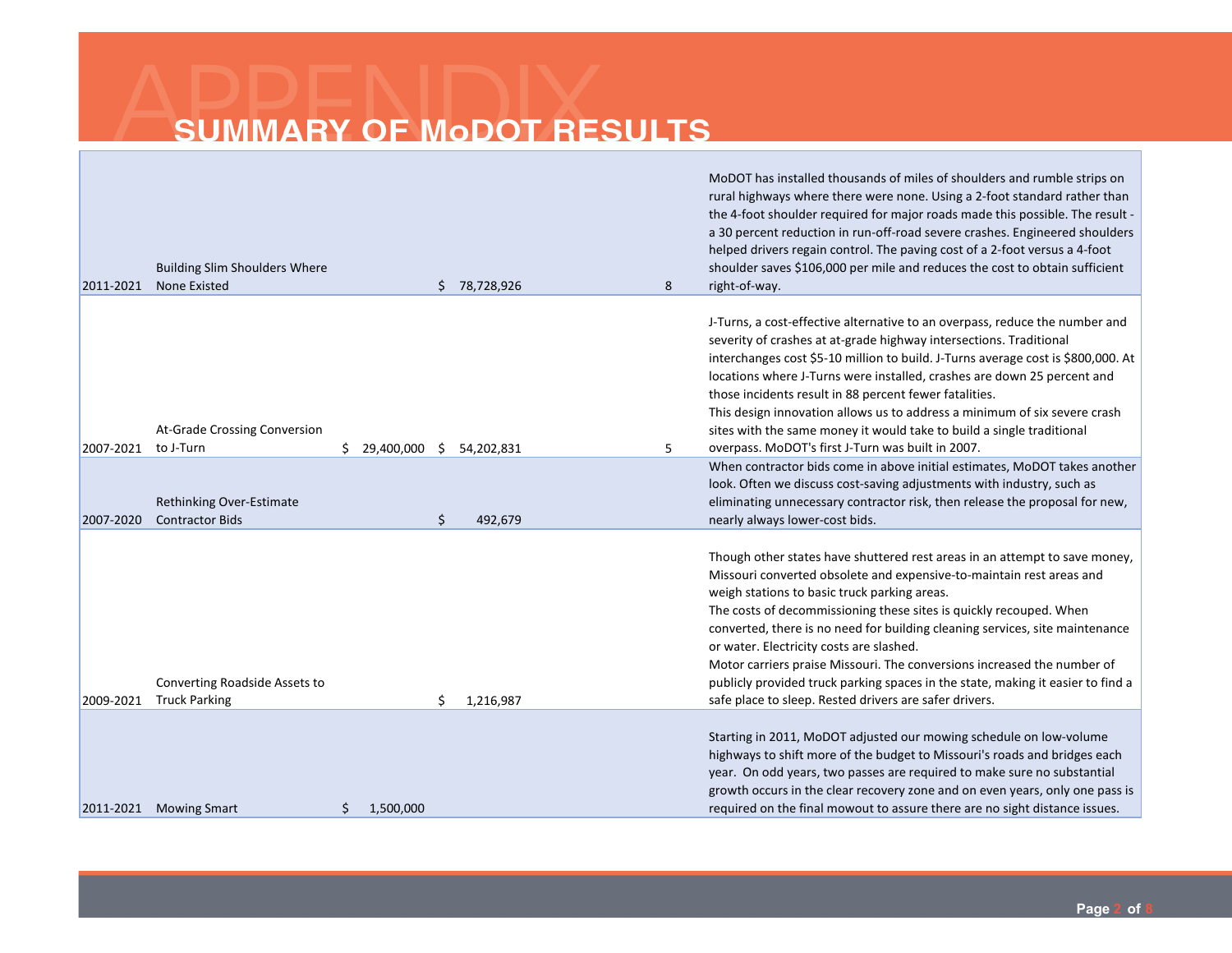# APPENDIX

## SUMMARY OF MoDOT RESULTS

| Years | Initiative | | | | Description |
|---|---|---|---|---|---|
| 2011-2021 | Building Slim Shoulders Where None Existed | | $ 78,728,926 | 8 | MoDOT has installed thousands of miles of shoulders and rumble strips on rural highways where there were none. Using a 2-foot standard rather than the 4-foot shoulder required for major roads made this possible. The result - a 30 percent reduction in run-off-road severe crashes. Engineered shoulders helped drivers regain control. The paving cost of a 2-foot versus a 4-foot shoulder saves $106,000 per mile and reduces the cost to obtain sufficient right-of-way. |
| 2007-2021 | At-Grade Crossing Conversion to J-Turn | $ 29,400,000 | $ 54,202,831 | 5 | J-Turns, a cost-effective alternative to an overpass, reduce the number and severity of crashes at at-grade highway intersections. Traditional interchanges cost $5-10 million to build. J-Turns average cost is $800,000. At locations where J-Turns were installed, crashes are down 25 percent and those incidents result in 88 percent fewer fatalities. This design innovation allows us to address a minimum of six severe crash sites with the same money it would take to build a single traditional overpass. MoDOT's first J-Turn was built in 2007. |
| 2007-2020 | Rethinking Over-Estimate Contractor Bids | | $ 492,679 | | When contractor bids come in above initial estimates, MoDOT takes another look. Often we discuss cost-saving adjustments with industry, such as eliminating unnecessary contractor risk, then release the proposal for new, nearly always lower-cost bids. |
| 2009-2021 | Converting Roadside Assets to Truck Parking | | $ 1,216,987 | | Though other states have shuttered rest areas in an attempt to save money, Missouri converted obsolete and expensive-to-maintain rest areas and weigh stations to basic truck parking areas. The costs of decommissioning these sites is quickly recouped. When converted, there is no need for building cleaning services, site maintenance or water. Electricity costs are slashed. Motor carriers praise Missouri. The conversions increased the number of publicly provided truck parking spaces in the state, making it easier to find a safe place to sleep. Rested drivers are safer drivers. |
| 2011-2021 | Mowing Smart | $ 1,500,000 | | | Starting in 2011, MoDOT adjusted our mowing schedule on low-volume highways to shift more of the budget to Missouri's roads and bridges each year. On odd years, two passes are required to make sure no substantial growth occurs in the clear recovery zone and on even years, only one pass is required on the final mowout to assure there are no sight distance issues. |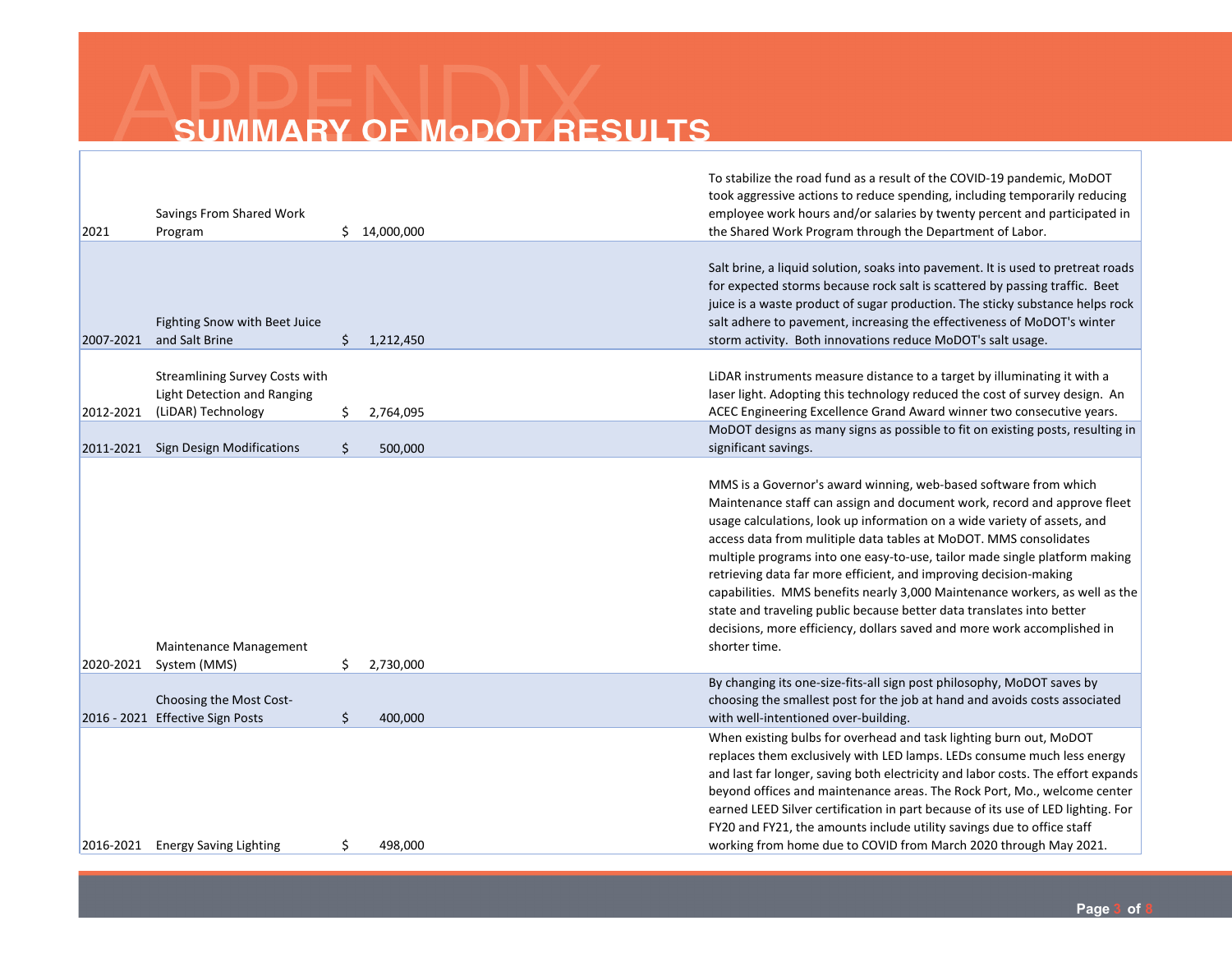# APPENDIX

## SUMMARY OF MoDOT RESULTS

| Year | Item | Amount | Description |
|---|---|---|---|
| 2021 | Savings From Shared Work Program | $ 14,000,000 | To stabilize the road fund as a result of the COVID-19 pandemic, MoDOT took aggressive actions to reduce spending, including temporarily reducing employee work hours and/or salaries by twenty percent and participated in the Shared Work Program through the Department of Labor. |
| 2007-2021 | Fighting Snow with Beet Juice and Salt Brine | $ 1,212,450 | Salt brine, a liquid solution, soaks into pavement. It is used to pretreat roads for expected storms because rock salt is scattered by passing traffic. Beet juice is a waste product of sugar production. The sticky substance helps rock salt adhere to pavement, increasing the effectiveness of MoDOT's winter storm activity. Both innovations reduce MoDOT's salt usage. |
| 2012-2021 | Streamlining Survey Costs with Light Detection and Ranging (LiDAR) Technology | $ 2,764,095 | LiDAR instruments measure distance to a target by illuminating it with a laser light. Adopting this technology reduced the cost of survey design. An ACEC Engineering Excellence Grand Award winner two consecutive years. |
| 2011-2021 | Sign Design Modifications | $ 500,000 | MoDOT designs as many signs as possible to fit on existing posts, resulting in significant savings. |
| 2020-2021 | Maintenance Management System (MMS) | $ 2,730,000 | MMS is a Governor's award winning, web-based software from which Maintenance staff can assign and document work, record and approve fleet usage calculations, look up information on a wide variety of assets, and access data from mulitiple data tables at MoDOT. MMS consolidates multiple programs into one easy-to-use, tailor made single platform making retrieving data far more efficient, and improving decision-making capabilities. MMS benefits nearly 3,000 Maintenance workers, as well as the state and traveling public because better data translates into better decisions, more efficiency, dollars saved and more work accomplished in shorter time. |
| 2016 - 2021 | Choosing the Most Cost-Effective Sign Posts | $ 400,000 | By changing its one-size-fits-all sign post philosophy, MoDOT saves by choosing the smallest post for the job at hand and avoids costs associated with well-intentioned over-building. |
| 2016-2021 | Energy Saving Lighting | $ 498,000 | When existing bulbs for overhead and task lighting burn out, MoDOT replaces them exclusively with LED lamps. LEDs consume much less energy and last far longer, saving both electricity and labor costs. The effort expands beyond offices and maintenance areas. The Rock Port, Mo., welcome center earned LEED Silver certification in part because of its use of LED lighting. For FY20 and FY21, the amounts include utility savings due to office staff working from home due to COVID from March 2020 through May 2021. |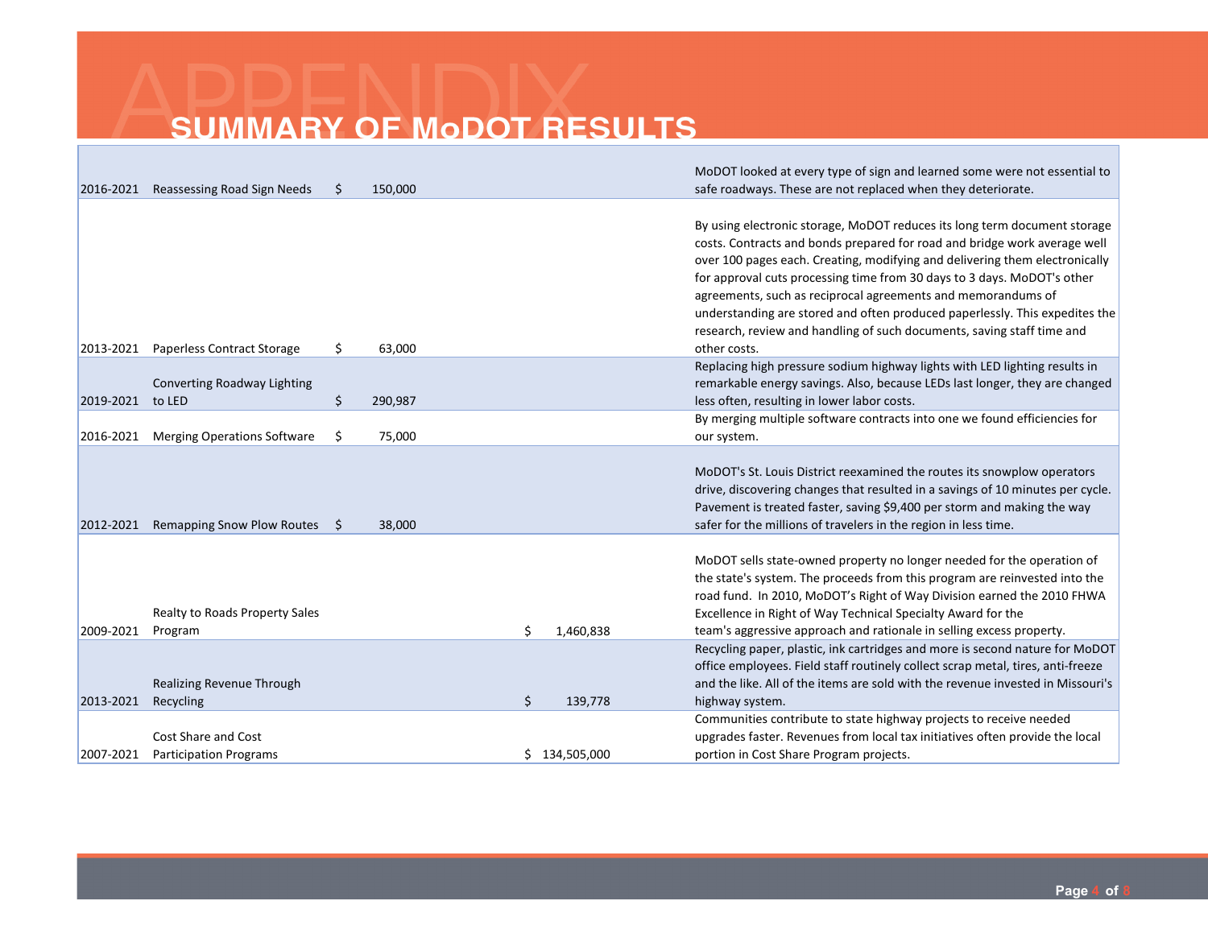# APPENDIX

## SUMMARY OF MoDOT RESULTS

| Years | Program | Savings | Revenue | Description |
|---|---|---|---|---|
| 2016-2021 | Reassessing Road Sign Needs | $ 150,000 | | MoDOT looked at every type of sign and learned some were not essential to safe roadways. These are not replaced when they deteriorate. |
| 2013-2021 | Paperless Contract Storage | $ 63,000 | | By using electronic storage, MoDOT reduces its long term document storage costs. Contracts and bonds prepared for road and bridge work average well over 100 pages each. Creating, modifying and delivering them electronically for approval cuts processing time from 30 days to 3 days. MoDOT's other agreements, such as reciprocal agreements and memorandums of understanding are stored and often produced paperlessly. This expedites the research, review and handling of such documents, saving staff time and other costs. |
| 2019-2021 | Converting Roadway Lighting to LED | $ 290,987 | | Replacing high pressure sodium highway lights with LED lighting results in remarkable energy savings. Also, because LEDs last longer, they are changed less often, resulting in lower labor costs. |
| 2016-2021 | Merging Operations Software | $ 75,000 | | By merging multiple software contracts into one we found efficiencies for our system. |
| 2012-2021 | Remapping Snow Plow Routes | $ 38,000 | | MoDOT's St. Louis District reexamined the routes its snowplow operators drive, discovering changes that resulted in a savings of 10 minutes per cycle. Pavement is treated faster, saving $9,400 per storm and making the way safer for the millions of travelers in the region in less time. |
| 2009-2021 | Realty to Roads Property Sales Program | | $ 1,460,838 | MoDOT sells state-owned property no longer needed for the operation of the state's system. The proceeds from this program are reinvested into the road fund. In 2010, MoDOT's Right of Way Division earned the 2010 FHWA Excellence in Right of Way Technical Specialty Award for the team's aggressive approach and rationale in selling excess property. |
| 2013-2021 | Realizing Revenue Through Recycling | | $ 139,778 | Recycling paper, plastic, ink cartridges and more is second nature for MoDOT office employees. Field staff routinely collect scrap metal, tires, anti-freeze and the like. All of the items are sold with the revenue invested in Missouri's highway system. |
| 2007-2021 | Cost Share and Cost Participation Programs | | $ 134,505,000 | Communities contribute to state highway projects to receive needed upgrades faster. Revenues from local tax initiatives often provide the local portion in Cost Share Program projects. |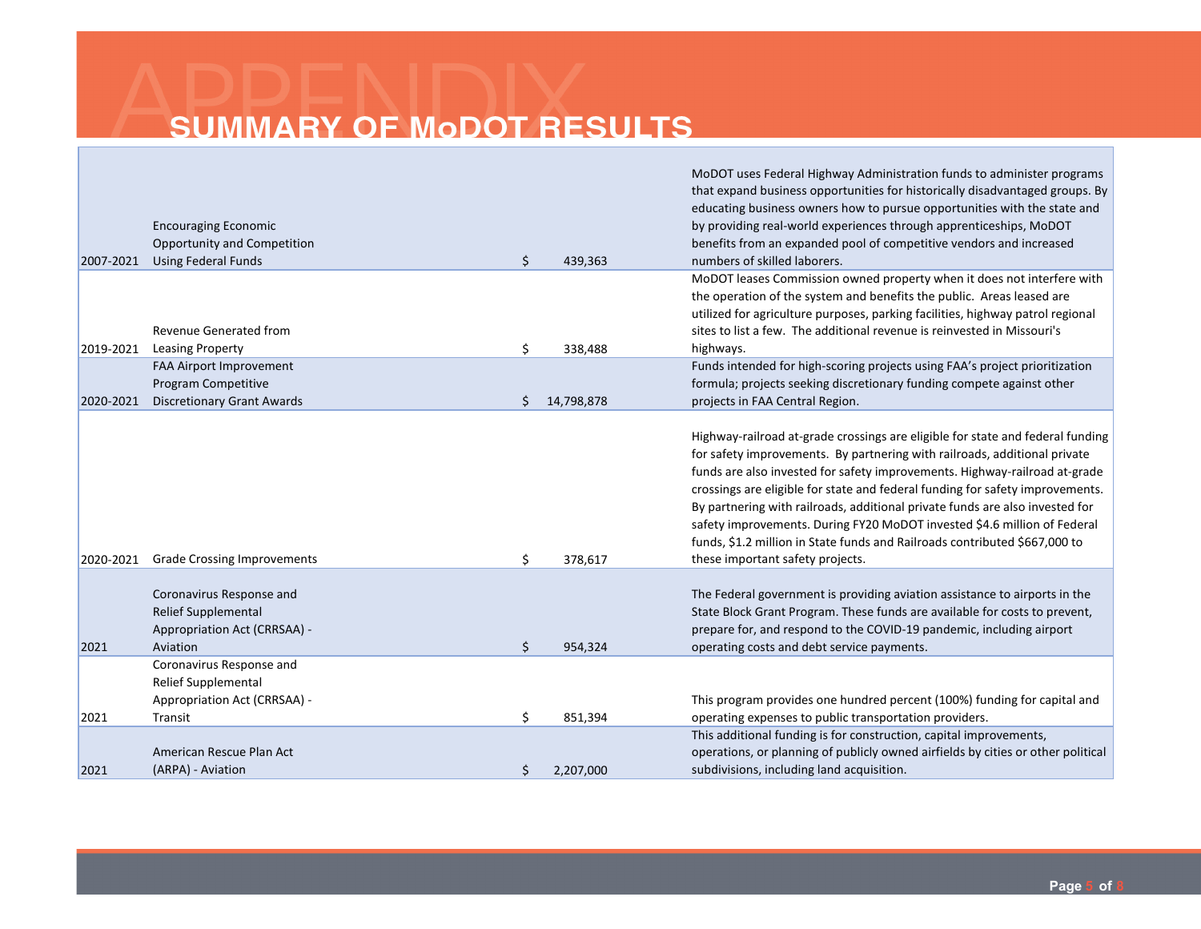# APPENDIX

## SUMMARY OF MoDOT RESULTS

| Year | Program | Amount | Description |
|---|---|---|---|
| 2007-2021 | Encouraging Economic Opportunity and Competition Using Federal Funds | $ 439,363 | MoDOT uses Federal Highway Administration funds to administer programs that expand business opportunities for historically disadvantaged groups. By educating business owners how to pursue opportunities with the state and by providing real-world experiences through apprenticeships, MoDOT benefits from an expanded pool of competitive vendors and increased numbers of skilled laborers. |
| 2019-2021 | Revenue Generated from Leasing Property | $ 338,488 | MoDOT leases Commission owned property when it does not interfere with the operation of the system and benefits the public. Areas leased are utilized for agriculture purposes, parking facilities, highway patrol regional sites to list a few. The additional revenue is reinvested in Missouri's highways. |
| 2020-2021 | FAA Airport Improvement Program Competitive Discretionary Grant Awards | $ 14,798,878 | Funds intended for high-scoring projects using FAA's project prioritization formula; projects seeking discretionary funding compete against other projects in FAA Central Region. |
| 2020-2021 | Grade Crossing Improvements | $ 378,617 | Highway-railroad at-grade crossings are eligible for state and federal funding for safety improvements. By partnering with railroads, additional private funds are also invested for safety improvements. Highway-railroad at-grade crossings are eligible for state and federal funding for safety improvements. By partnering with railroads, additional private funds are also invested for safety improvements. During FY20 MoDOT invested $4.6 million of Federal funds, $1.2 million in State funds and Railroads contributed $667,000 to these important safety projects. |
| 2021 | Coronavirus Response and Relief Supplemental Appropriation Act (CRRSAA) - Aviation | $ 954,324 | The Federal government is providing aviation assistance to airports in the State Block Grant Program. These funds are available for costs to prevent, prepare for, and respond to the COVID-19 pandemic, including airport operating costs and debt service payments. |
| 2021 | Coronavirus Response and Relief Supplemental Appropriation Act (CRRSAA) - Transit | $ 851,394 | This program provides one hundred percent (100%) funding for capital and operating expenses to public transportation providers. |
| 2021 | American Rescue Plan Act (ARPA) - Aviation | $ 2,207,000 | This additional funding is for construction, capital improvements, operations, or planning of publicly owned airfields by cities or other political subdivisions, including land acquisition. |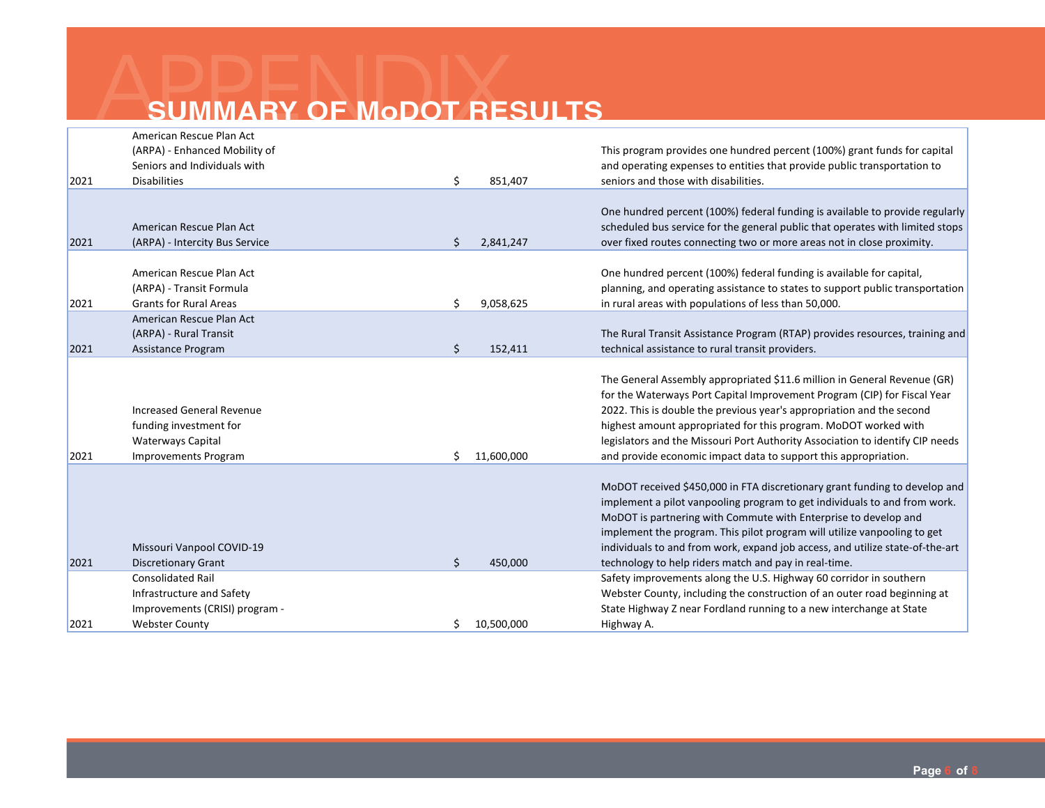# SUMMARY OF MoDOT RESULTS

| | | | |
|---|---|---|---|
| 2021 | American Rescue Plan Act (ARPA) - Enhanced Mobility of Seniors and Individuals with Disabilities | $ 851,407 | This program provides one hundred percent (100%) grant funds for capital and operating expenses to entities that provide public transportation to seniors and those with disabilities. |
| 2021 | American Rescue Plan Act (ARPA) - Intercity Bus Service | $ 2,841,247 | One hundred percent (100%) federal funding is available to provide regularly scheduled bus service for the general public that operates with limited stops over fixed routes connecting two or more areas not in close proximity. |
| 2021 | American Rescue Plan Act (ARPA) - Transit Formula Grants for Rural Areas | $ 9,058,625 | One hundred percent (100%) federal funding is available for capital, planning, and operating assistance to states to support public transportation in rural areas with populations of less than 50,000. |
| 2021 | American Rescue Plan Act (ARPA) - Rural Transit Assistance Program | $ 152,411 | The Rural Transit Assistance Program (RTAP) provides resources, training and technical assistance to rural transit providers. |
| 2021 | Increased General Revenue funding investment for Waterways Capital Improvements Program | $ 11,600,000 | The General Assembly appropriated $11.6 million in General Revenue (GR) for the Waterways Port Capital Improvement Program (CIP) for Fiscal Year 2022. This is double the previous year's appropriation and the second highest amount appropriated for this program. MoDOT worked with legislators and the Missouri Port Authority Association to identify CIP needs and provide economic impact data to support this appropriation. |
| 2021 | Missouri Vanpool COVID-19 Discretionary Grant | $ 450,000 | MoDOT received $450,000 in FTA discretionary grant funding to develop and implement a pilot vanpooling program to get individuals to and from work. MoDOT is partnering with Commute with Enterprise to develop and implement the program. This pilot program will utilize vanpooling to get individuals to and from work, expand job access, and utilize state-of-the-art technology to help riders match and pay in real-time. |
| 2021 | Consolidated Rail Infrastructure and Safety Improvements (CRISI) program - Webster County | $ 10,500,000 | Safety improvements along the U.S. Highway 60 corridor in southern Webster County, including the construction of an outer road beginning at State Highway Z near Fordland running to a new interchange at State Highway A. |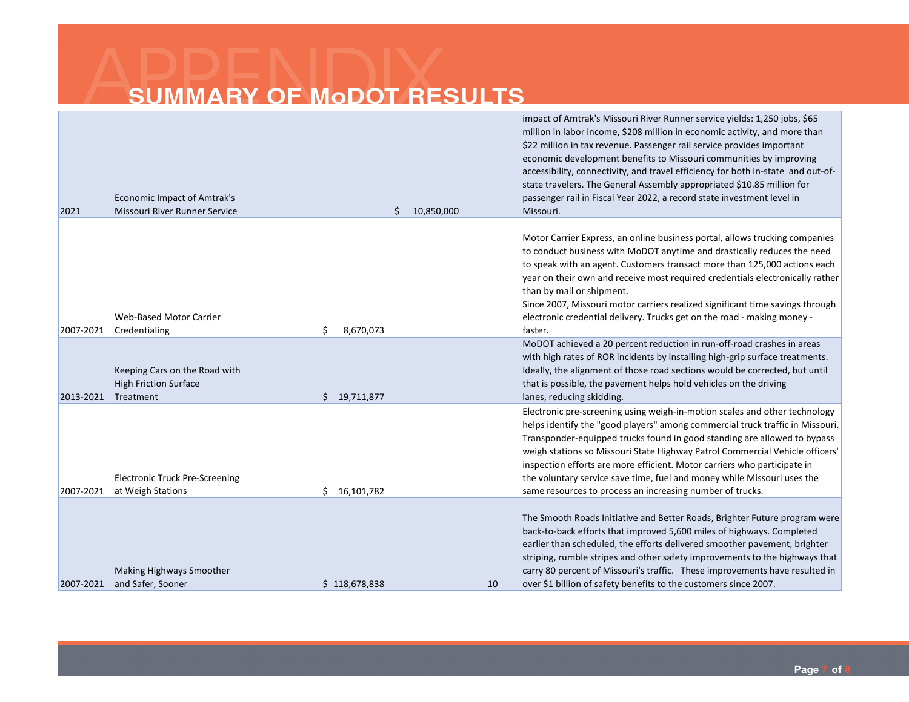# APPENDIX

## SUMMARY OF MoDOT RESULTS

| | | | | | |
|---|---|---|---|---|---|
| 2021 | Economic Impact of Amtrak's Missouri River Runner Service | | $ 10,850,000 | | impact of Amtrak's Missouri River Runner service yields: 1,250 jobs, $65 million in labor income, $208 million in economic activity, and more than $22 million in tax revenue. Passenger rail service provides important economic development benefits to Missouri communities by improving accessibility, connectivity, and travel efficiency for both in-state and out-of-state travelers. The General Assembly appropriated $10.85 million for passenger rail in Fiscal Year 2022, a record state investment level in Missouri. |
| 2007-2021 | Web-Based Motor Carrier Credentialing | $ 8,670,073 | | | Motor Carrier Express, an online business portal, allows trucking companies to conduct business with MoDOT anytime and drastically reduces the need to speak with an agent. Customers transact more than 125,000 actions each year on their own and receive most required credentials electronically rather than by mail or shipment. Since 2007, Missouri motor carriers realized significant time savings through electronic credential delivery. Trucks get on the road - making money - faster. |
| 2013-2021 | Keeping Cars on the Road with High Friction Surface Treatment | $ 19,711,877 | | | MoDOT achieved a 20 percent reduction in run-off-road crashes in areas with high rates of ROR incidents by installing high-grip surface treatments. Ideally, the alignment of those road sections would be corrected, but until that is possible, the pavement helps hold vehicles on the driving lanes, reducing skidding. |
| 2007-2021 | Electronic Truck Pre-Screening at Weigh Stations | $ 16,101,782 | | | Electronic pre-screening using weigh-in-motion scales and other technology helps identify the "good players" among commercial truck traffic in Missouri. Transponder-equipped trucks found in good standing are allowed to bypass weigh stations so Missouri State Highway Patrol Commercial Vehicle officers' inspection efforts are more efficient. Motor carriers who participate in the voluntary service save time, fuel and money while Missouri uses the same resources to process an increasing number of trucks. |
| 2007-2021 | Making Highways Smoother and Safer, Sooner | $ 118,678,838 | | 10 | The Smooth Roads Initiative and Better Roads, Brighter Future program were back-to-back efforts that improved 5,600 miles of highways. Completed earlier than scheduled, the efforts delivered smoother pavement, brighter striping, rumble stripes and other safety improvements to the highways that carry 80 percent of Missouri's traffic. These improvements have resulted in over $1 billion of safety benefits to the customers since 2007. |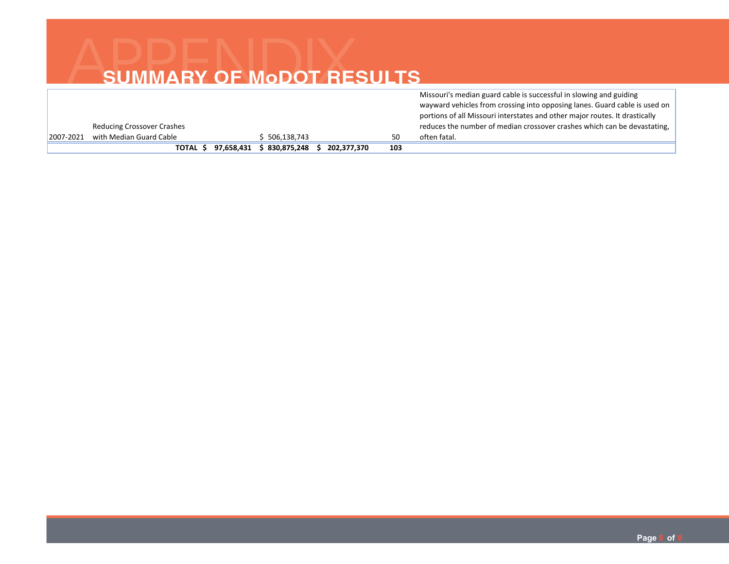# APPENDIX

## SUMMARY OF MoDOT RESULTS

| | | | | | | |
|---|---|---|---|---|---|---|
| 2007-2021 | Reducing Crossover Crashes with Median Guard Cable | | $ 506,138,743 | | 50 | Missouri's median guard cable is successful in slowing and guiding wayward vehicles from crossing into opposing lanes. Guard cable is used on portions of all Missouri interstates and other major routes. It drastically reduces the number of median crossover crashes which can be devastating, often fatal. |
| | **TOTAL** | **$ 97,658,431** | **$ 830,875,248** | **$ 202,377,370** | **103** | |